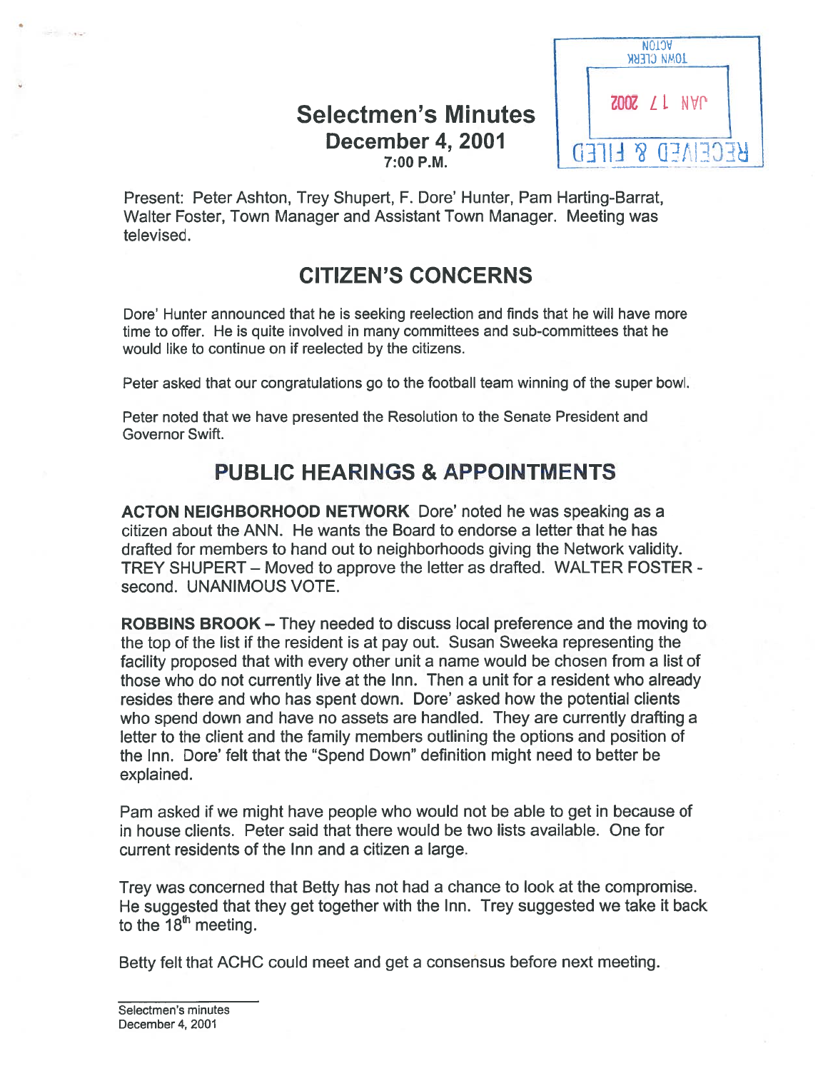# Selectmen's Minutes

## December 4, 2001

7:00 P.M.

Present: Peter Ashton, Trey Shupert, F. Dore' Hunter, Pam Harting-Barrat, Walter Foster, Town Manager and Assistant Town Manager. Meeting was televised.

## CITIZEN'S CONCERNS

Dore' Hunter announced that he is seeking reelection and finds that he will have more time to offer. He is quite involved in many committees and sub-committees that he would like to continue on if reelected by the citizens.

Peter asked that our congratulations go to the football team winning of the super bowl.

Peter noted that we have presented the Resolution to the Senate President and Governor Swift.

## PUBLIC HEARINGS & APPOINTMENTS

**ACTON NEIGHBORHOOD NETWORK** Dore' noted he was speaking as a citizen about the ANN. He wants the Board to endorse a letter that he has drafted for members to hand out to neighborhoods giving the Network validity. TREY SHUPERT – Moved to approve the letter as drafted. WALTER FOSTER - second. UNANIMOUS VOTE.

**ROBBINS BROOK** – They needed to discuss local preference and the moving to the top of the list if the resident is at pay out. Susan Sweeka representing the facility proposed that with every other unit a name would be chosen from a list of those who do not currently live at the Inn. Then a unit for a resident who already resides there and who has spent down. Dore' asked how the potential clients who spend down and have no assets are handled. They are currently drafting a letter to the client and the family members outlining the options and position of the Inn. Dore' felt that the "Spend Down" definition might need to better be explained.

Pam asked if we might have people who would not be able to get in because of in house clients. Peter said that there would be two lists available. One for current residents of the Inn and a citizen a large.

Trey was concerned that Betty has not had a chance to look at the compromise. He suggested that they get together with the Inn. Trey suggested we take it back to the 18th meeting.

Betty felt that ACHC could meet and get a consensus before next meeting.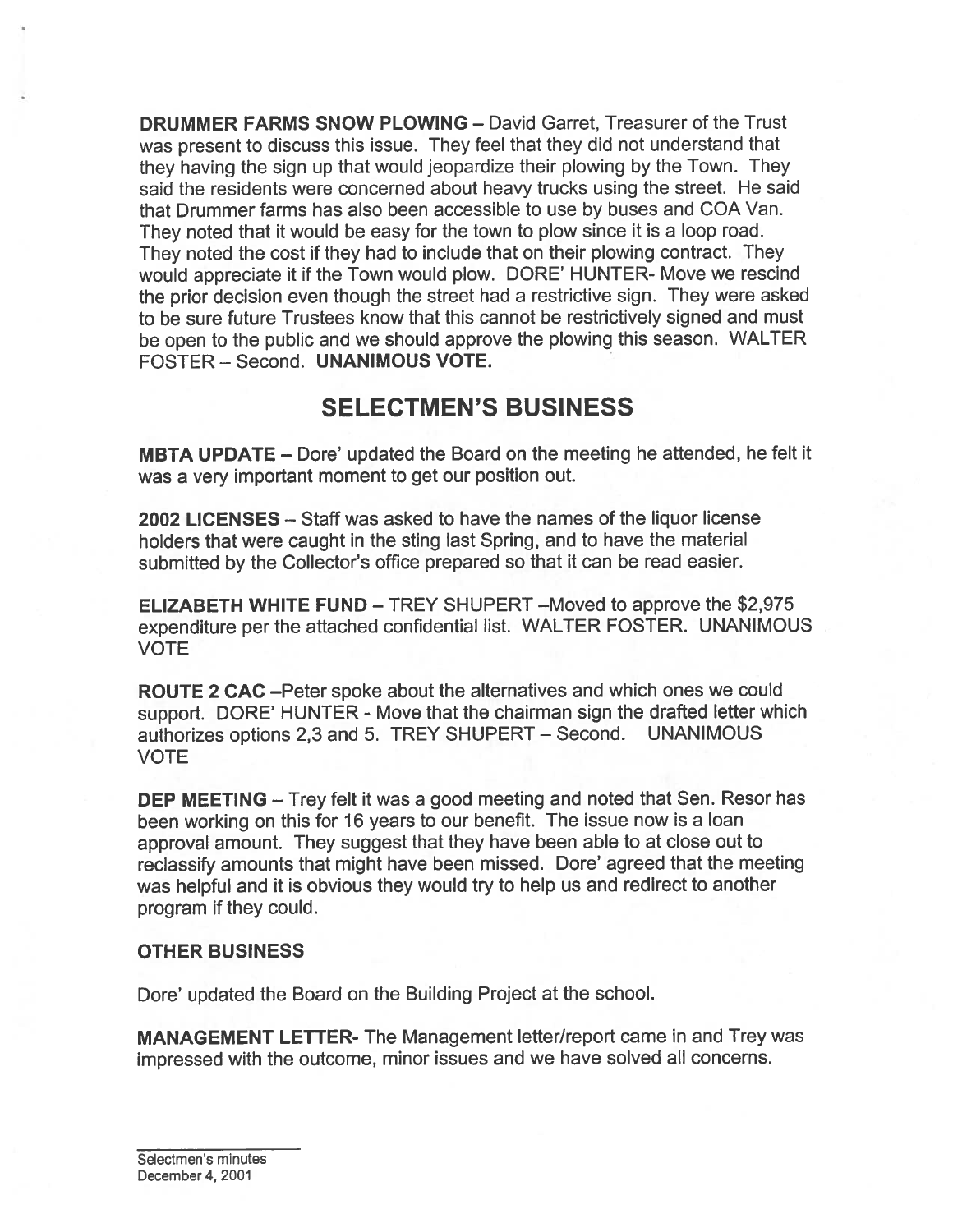**DRUMMER FARMS SNOW PLOWING** – David Garret, Treasurer of the Trust was present to discuss this issue. They feel that they did not understand that they having the sign up that would jeopardize their plowing by the Town. They said the residents were concerned about heavy trucks using the street. He said that Drummer farms has also been accessible to use by buses and COA Van. They noted that it would be easy for the town to plow since it is a loop road. They noted the cost if they had to include that on their plowing contract. They would appreciate it if the Town would plow. DORE' HUNTER- Move we rescind the prior decision even though the street had a restrictive sign. They were asked to be sure future Trustees know that this cannot be restrictively signed and must be open to the public and we should approve the plowing this season. WALTER FOSTER – Second. **UNANIMOUS VOTE.**

## SELECTMEN'S BUSINESS

**MBTA UPDATE** – Dore' updated the Board on the meeting he attended, he felt it was a very important moment to get our position out.

**2002 LICENSES** – Staff was asked to have the names of the liquor license holders that were caught in the sting last Spring, and to have the material submitted by the Collector's office prepared so that it can be read easier.

**ELIZABETH WHITE FUND** – TREY SHUPERT –Moved to approve the $2,975 expenditure per the attached confidential list. WALTER FOSTER. UNANIMOUS VOTE

**ROUTE 2 CAC** –Peter spoke about the alternatives and which ones we could support. DORE' HUNTER - Move that the chairman sign the drafted letter which authorizes options 2,3 and 5. TREY SHUPERT – Second. UNANIMOUS VOTE

**DEP MEETING** – Trey felt it was a good meeting and noted that Sen. Resor has been working on this for 16 years to our benefit. The issue now is a loan approval amount. They suggest that they have been able to at close out to reclassify amounts that might have been missed. Dore' agreed that the meeting was helpful and it is obvious they would try to help us and redirect to another program if they could.

### OTHER BUSINESS

Dore' updated the Board on the Building Project at the school.

**MANAGEMENT LETTER**- The Management letter/report came in and Trey was impressed with the outcome, minor issues and we have solved all concerns.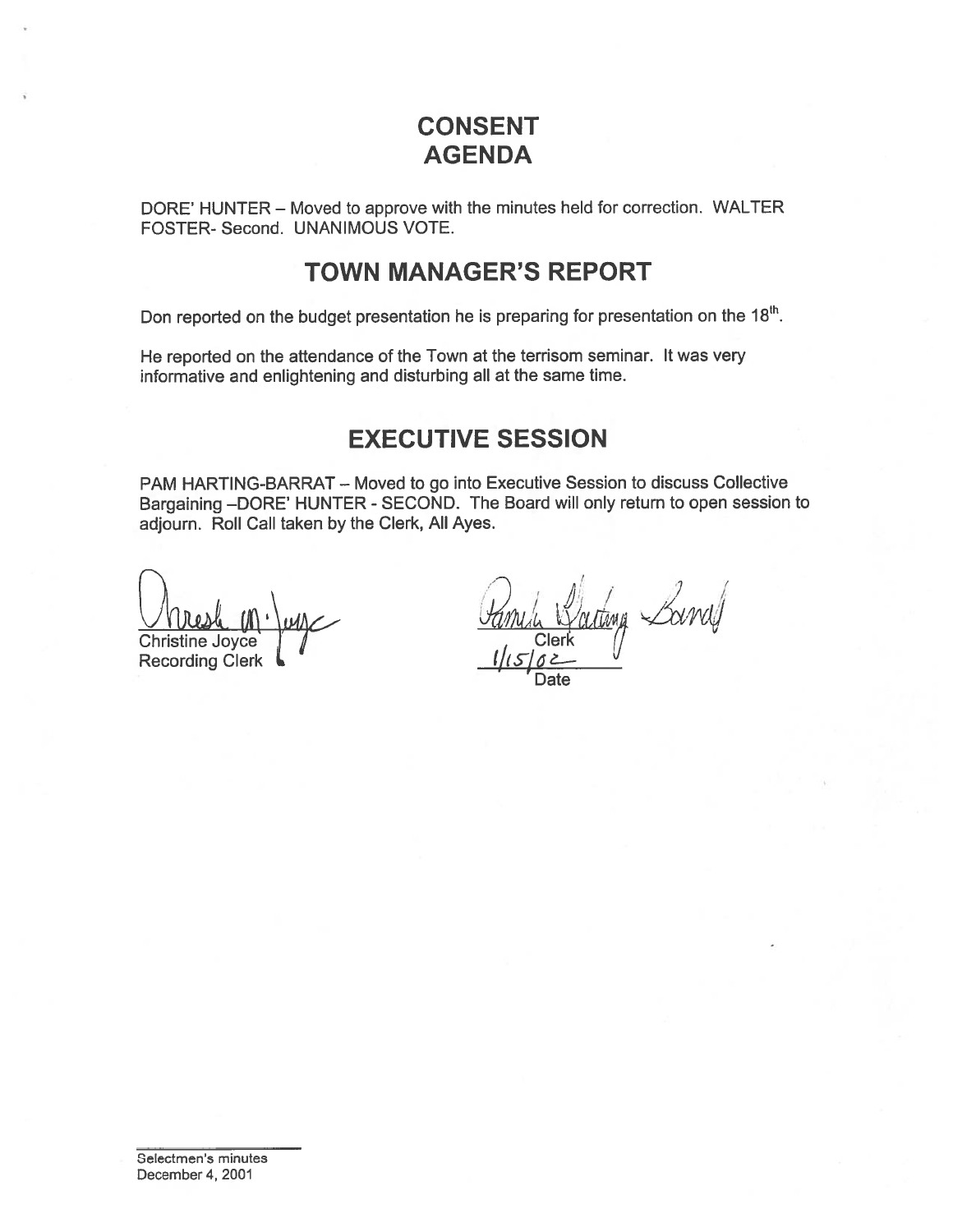# CONSENT AGENDA

DORE' HUNTER – Moved to approve with the minutes held for correction. WALTER FOSTER- Second. UNANIMOUS VOTE.

# TOWN MANAGER'S REPORT

Don reported on the budget presentation he is preparing for presentation on the 18th.

He reported on the attendance of the Town at the terrisom seminar. It was very informative and enlightening and disturbing all at the same time.

# EXECUTIVE SESSION

PAM HARTING-BARRAT – Moved to go into Executive Session to discuss Collective Bargaining –DORE' HUNTER - SECOND. The Board will only return to open session to adjourn. Roll Call taken by the Clerk, All Ayes.

Christine Joyce
Recording Clerk

Clerk
1/15/02
Date

Selectmen's minutes
December 4, 2001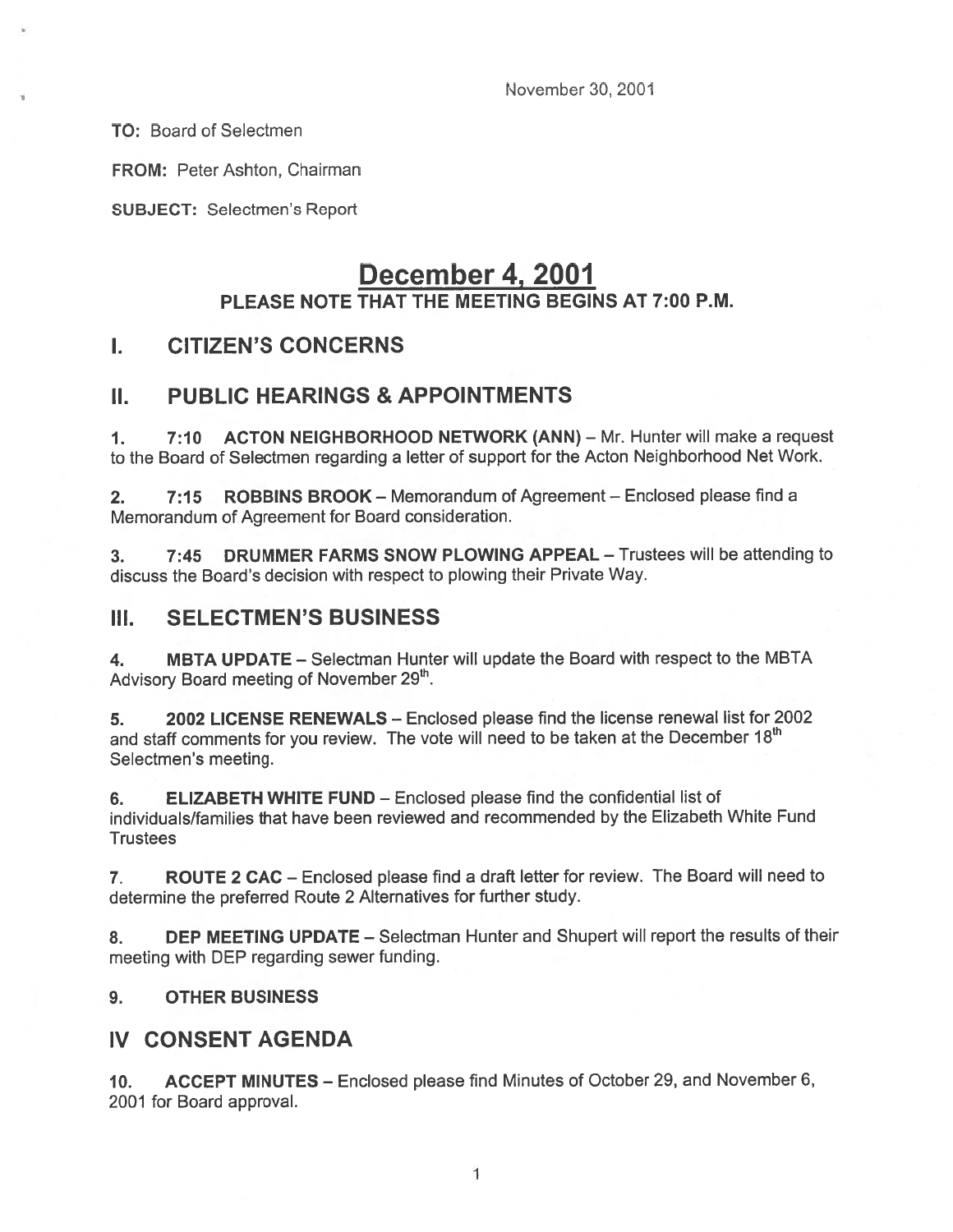November 30, 2001

**TO:** Board of Selectmen

**FROM:** Peter Ashton, Chairman

**SUBJECT:** Selectmen's Report

# December 4, 2001

## PLEASE NOTE THAT THE MEETING BEGINS AT 7:00 P.M.

## I. CITIZEN'S CONCERNS

## II. PUBLIC HEARINGS & APPOINTMENTS

1. **7:10 ACTON NEIGHBORHOOD NETWORK (ANN)** – Mr. Hunter will make a request to the Board of Selectmen regarding a letter of support for the Acton Neighborhood Net Work.

2. **7:15 ROBBINS BROOK** – Memorandum of Agreement – Enclosed please find a Memorandum of Agreement for Board consideration.

3. **7:45 DRUMMER FARMS SNOW PLOWING APPEAL** – Trustees will be attending to discuss the Board's decision with respect to plowing their Private Way.

## III. SELECTMEN'S BUSINESS

4. **MBTA UPDATE** – Selectman Hunter will update the Board with respect to the MBTA Advisory Board meeting of November 29th.

5. **2002 LICENSE RENEWALS** – Enclosed please find the license renewal list for 2002 and staff comments for you review. The vote will need to be taken at the December 18th Selectmen's meeting.

6. **ELIZABETH WHITE FUND** – Enclosed please find the confidential list of individuals/families that have been reviewed and recommended by the Elizabeth White Fund Trustees

7. **ROUTE 2 CAC** – Enclosed please find a draft letter for review. The Board will need to determine the preferred Route 2 Alternatives for further study.

8. **DEP MEETING UPDATE** – Selectman Hunter and Shupert will report the results of their meeting with DEP regarding sewer funding.

9. **OTHER BUSINESS**

## IV CONSENT AGENDA

10. **ACCEPT MINUTES** – Enclosed please find Minutes of October 29, and November 6, 2001 for Board approval.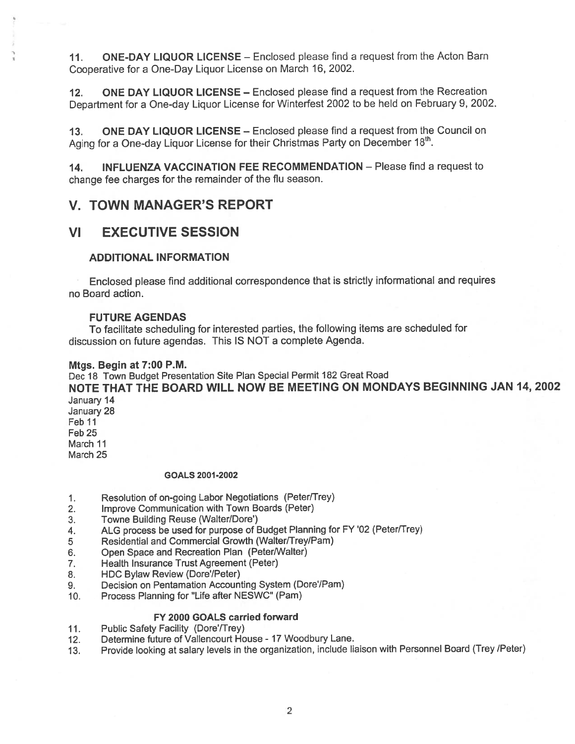11. **ONE-DAY LIQUOR LICENSE** – Enclosed please find a request from the Acton Barn Cooperative for a One-Day Liquor License on March 16, 2002.

12. **ONE DAY LIQUOR LICENSE** – Enclosed please find a request from the Recreation Department for a One-day Liquor License for Winterfest 2002 to be held on February 9, 2002.

13. **ONE DAY LIQUOR LICENSE** – Enclosed please find a request from the Council on Aging for a One-day Liquor License for their Christmas Party on December 18th.

14. **INFLUENZA VACCINATION FEE RECOMMENDATION** – Please find a request to change fee charges for the remainder of the flu season.

## V. TOWN MANAGER'S REPORT

## VI EXECUTIVE SESSION

### ADDITIONAL INFORMATION

Enclosed please find additional correspondence that is strictly informational and requires no Board action.

### FUTURE AGENDAS

To facilitate scheduling for interested parties, the following items are scheduled for discussion on future agendas. This IS NOT a complete Agenda.

**Mtgs. Begin at 7:00 P.M.**

Dec 18 Town Budget Presentation Site Plan Special Permit 182 Great Road

**NOTE THAT THE BOARD WILL NOW BE MEETING ON MONDAYS BEGINNING JAN 14, 2002**

January 14
January 28
Feb 11
Feb 25
March 11
March 25

**GOALS 2001-2002**

1. Resolution of on-going Labor Negotiations (Peter/Trey)
2. Improve Communication with Town Boards (Peter)
3. Towne Building Reuse (Walter/Dore')
4. ALG process be used for purpose of Budget Planning for FY '02 (Peter/Trey)
5. Residential and Commercial Growth (Walter/Trey/Pam)
6. Open Space and Recreation Plan (Peter/Walter)
7. Health Insurance Trust Agreement (Peter)
8. HDC Bylaw Review (Dore'/Peter)
9. Decision on Pentamation Accounting System (Dore'/Pam)
10. Process Planning for "Life after NESWC" (Pam)

**FY 2000 GOALS carried forward**

11. Public Safety Facility (Dore'/Trey)
12. Determine future of Vallencourt House - 17 Woodbury Lane.
13. Provide looking at salary levels in the organization, include liaison with Personnel Board (Trey /Peter)